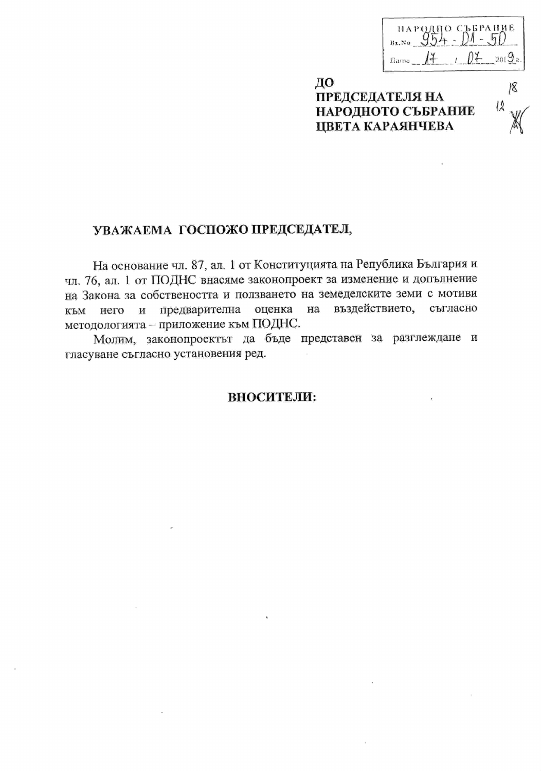НАРОДНО СЪБРАНИЕ
Вх.№ 954-01-50
Дата 17/07/2019 г.

**ДО**
**ПРЕДСЕДАТЕЛЯ НА**
**НАРОДНОТО СЪБРАНИЕ**
**ЦВЕТА КАРАЯНЧЕВА**

**УВАЖАЕМА ГОСПОЖО ПРЕДСЕДАТЕЛ,**

На основание чл. 87, ал. 1 от Конституцията на Република България и чл. 76, ал. 1 от ПОДНС внасяме законопроект за изменение и допълнение на Закона за собствеността и ползването на земеделските земи с мотиви към него и предварителна оценка на въздействието, съгласно методологията – приложение към ПОДНС.

Молим, законопроектът да бъде представен за разглеждане и гласуване съгласно установения ред.

**ВНОСИТЕЛИ:**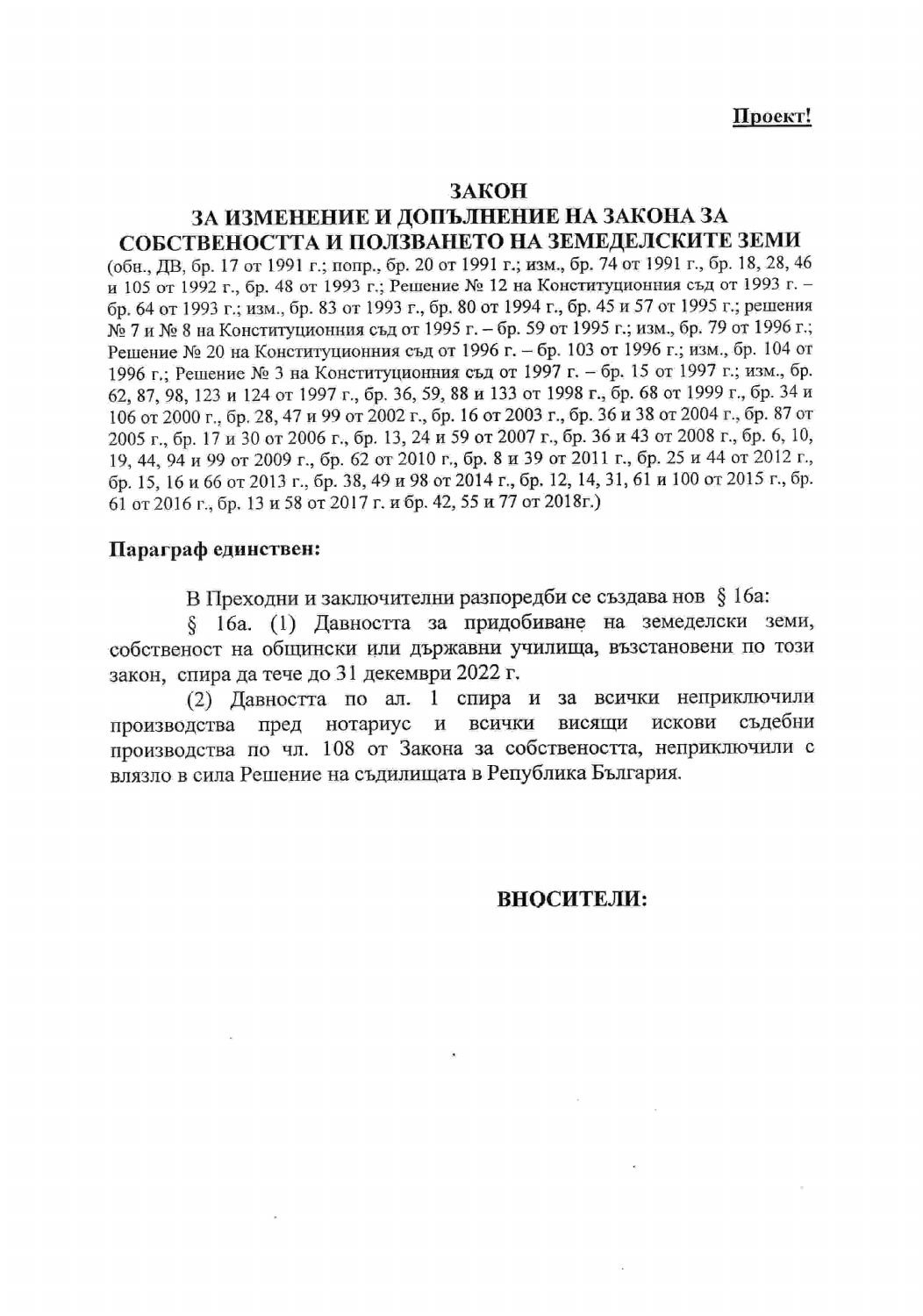**Проект!**

# ЗАКОН
# ЗА ИЗМЕНЕНИЕ И ДОПЪЛНЕНИЕ НА ЗАКОНА ЗА СОБСТВЕНОСТТА И ПОЛЗВАНЕТО НА ЗЕМЕДЕЛСКИТЕ ЗЕМИ

(обн., ДВ, бр. 17 от 1991 г.; попр., бр. 20 от 1991 г.; изм., бр. 74 от 1991 г., бр. 18, 28, 46 и 105 от 1992 г., бр. 48 от 1993 г.; Решение № 12 на Конституционния съд от 1993 г. – бр. 64 от 1993 г.; изм., бр. 83 от 1993 г., бр. 80 от 1994 г., бр. 45 и 57 от 1995 г.; решения № 7 и № 8 на Конституционния съд от 1995 г. – бр. 59 от 1995 г.; изм., бр. 79 от 1996 г.; Решение № 20 на Конституционния съд от 1996 г. – бр. 103 от 1996 г.; изм., бр. 104 от 1996 г.; Решение № 3 на Конституционния съд от 1997 г. – бр. 15 от 1997 г.; изм., бр. 62, 87, 98, 123 и 124 от 1997 г., бр. 36, 59, 88 и 133 от 1998 г., бр. 68 от 1999 г., бр. 34 и 106 от 2000 г., бр. 28, 47 и 99 от 2002 г., бр. 16 от 2003 г., бр. 36 и 38 от 2004 г., бр. 87 от 2005 г., бр. 17 и 30 от 2006 г., бр. 13, 24 и 59 от 2007 г., бр. 36 и 43 от 2008 г., бр. 6, 10, 19, 44, 94 и 99 от 2009 г., бр. 62 от 2010 г., бр. 8 и 39 от 2011 г., бр. 25 и 44 от 2012 г., бр. 15, 16 и 66 от 2013 г., бр. 38, 49 и 98 от 2014 г., бр. 12, 14, 31, 61 и 100 от 2015 г., бр. 61 от 2016 г., бр. 13 и 58 от 2017 г. и бр. 42, 55 и 77 от 2018г.)

**Параграф единствен:**

В Преходни и заключителни разпоредби се създава нов § 16а:

§ 16а. (1) Давността за придобиване на земеделски земи, собственост на общински или държавни училища, възстановени по този закон, спира да тече до 31 декември 2022 г.

(2) Давността по ал. 1 спира и за всички неприключили производства пред нотариус и всички висящи искови съдебни производства по чл. 108 от Закона за собствеността, неприключили с влязло в сила Решение на съдилищата в Република България.

**ВНОСИТЕЛИ:**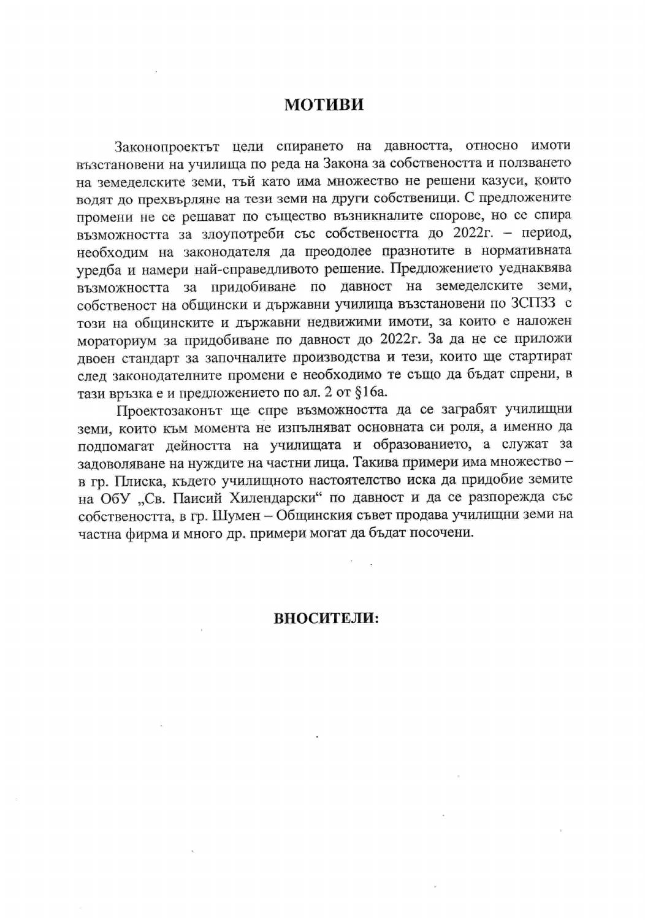# МОТИВИ

Законопроектът цели спирането на давността, относно имоти възстановени на училища по реда на Закона за собствеността и ползването на земеделските земи, тъй като има множество не решени казуси, които водят до прехвърляне на тези земи на други собственици. С предложените промени не се решават по същество възникналите спорове, но се спира възможността за злоупотреби със собствеността до 2022г. – период, необходим на законодателя да преодолее празнотите в нормативната уредба и намери най-справедливото решение. Предложението уеднаквява възможността за придобиване по давност на земеделските земи, собственост на общински и държавни училища възстановени по ЗСПЗЗ с този на общинските и държавни недвижими имоти, за които е наложен мораториум за придобиване по давност до 2022г. За да не се приложи двоен стандарт за започналите производства и тези, които ще стартират след законодателните промени е необходимо те също да бъдат спрени, в тази връзка е и предложението по ал. 2 от §16а.

Проектозаконът ще спре възможността да се заграбят училищни земи, които към момента не изпълняват основната си роля, а именно да подпомагат дейността на училищата и образованието, а служат за задоволяване на нуждите на частни лица. Такива примери има множество – в гр. Плиска, където училищното настоятелство иска да придобие земите на ОбУ „Св. Паисий Хилендарски“ по давност и да се разпорежда със собствеността, в гр. Шумен – Общинския съвет продава училищни земи на частна фирма и много др. примери могат да бъдат посочени.

**ВНОСИТЕЛИ:**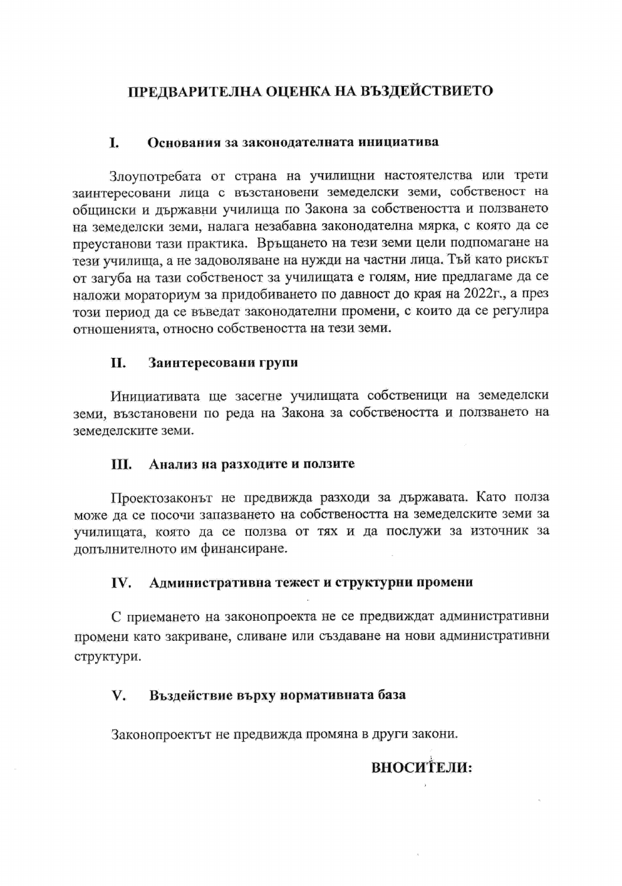# ПРЕДВАРИТЕЛНА ОЦЕНКА НА ВЪЗДЕЙСТВИЕТО

## I. Основания за законодателната инициатива

Злоупотребата от страна на училищни настоятелства или трети заинтересовани лица с възстановени земеделски земи, собственост на общински и държавни училища по Закона за собствеността и ползването на земеделски земи, налага незабавна законодателна мярка, с която да се преустанови тази практика. Връщането на тези земи цели подпомагане на тези училища, а не задоволяване на нужди на частни лица. Тъй като рискът от загуба на тази собственост за училищата е голям, ние предлагаме да се наложи мораториум за придобиването по давност до края на 2022г., а през този период да се въведат законодателни промени, с които да се регулира отношенията, относно собствеността на тези земи.

## II. Заинтересовани групи

Инициативата ще засегне училищата собственици на земеделски земи, възстановени по реда на Закона за собствеността и ползването на земеделските земи.

## III. Анализ на разходите и ползите

Проектозаконът не предвижда разходи за държавата. Като полза може да се посочи запазването на собствеността на земеделските земи за училищата, която да се ползва от тях и да послужи за източник за допълнителното им финансиране.

## IV. Административна тежест и структурни промени

С приемането на законопроекта не се предвиждат административни промени като закриване, сливане или създаване на нови административни структури.

## V. Въздействие върху нормативната база

Законопроектът не предвижда промяна в други закони.

**ВНОСИТЕЛИ:**